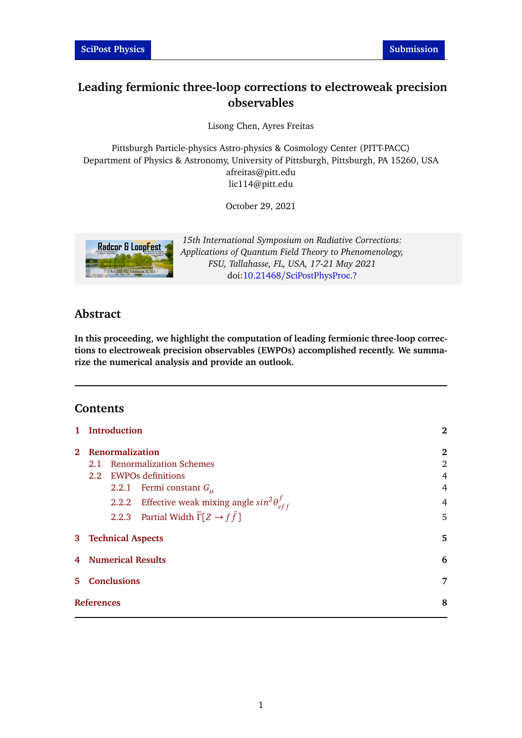# Leading fermionic three-loop corrections to electroweak precision observables

Lisong Chen, Ayres Freitas

Pittsburgh Particle-physics Astro-physics & Cosmology Center (PITT-PACC)
Department of Physics & Astronomy, University of Pittsburgh, Pittsburgh, PA 15260, USA
afreitas@pitt.edu
lic114@pitt.edu

October 29, 2021

*15th International Symposium on Radiative Corrections: Applications of Quantum Field Theory to Phenomenology, FSU, Tallahasse, FL, USA, 17-21 May 2021*
doi:10.21468/SciPostPhysProc.?

## Abstract

**In this proceeding, we highlight the computation of leading fermionic three-loop corrections to electroweak precision observables (EWPOs) accomplished recently. We summarize the numerical analysis and provide an outlook.**

## Contents

1 Introduction — 2

2 Renormalization — 2
- 2.1 Renormalization Schemes — 2
- 2.2 EWPOs definitions — 4
  - 2.2.1 Fermi constant $G_\mu$ — 4
  - 2.2.2 Effective weak mixing angle $sin^2\theta^f_{eff}$ — 4
  - 2.2.3 Partial Width $\overline{\Gamma}[Z \to f\bar{f}]$ — 5

3 Technical Aspects — 5

4 Numerical Results — 6

5 Conclusions — 7

References — 8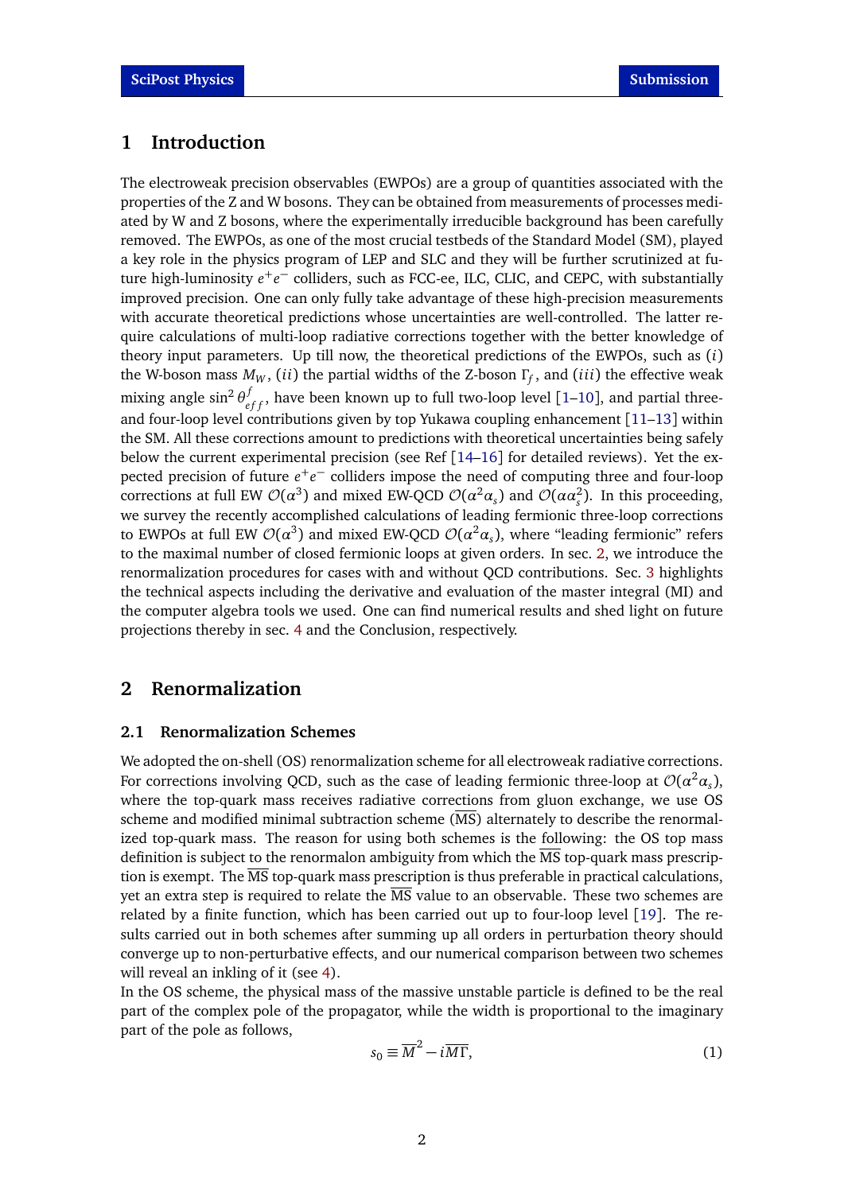# 1 Introduction

The electroweak precision observables (EWPOs) are a group of quantities associated with the properties of the Z and W bosons. They can be obtained from measurements of processes mediated by W and Z bosons, where the experimentally irreducible background has been carefully removed. The EWPOs, as one of the most crucial testbeds of the Standard Model (SM), played a key role in the physics program of LEP and SLC and they will be further scrutinized at future high-luminosity $e^+e^-$ colliders, such as FCC-ee, ILC, CLIC, and CEPC, with substantially improved precision. One can only fully take advantage of these high-precision measurements with accurate theoretical predictions whose uncertainties are well-controlled. The latter require calculations of multi-loop radiative corrections together with the better knowledge of theory input parameters. Up till now, the theoretical predictions of the EWPOs, such as $(i)$ the W-boson mass $M_W$, $(ii)$ the partial widths of the Z-boson $\Gamma_f$, and $(iii)$ the effective weak mixing angle $\sin^2\theta^f_{eff}$, have been known up to full two-loop level [1–10], and partial three- and four-loop level contributions given by top Yukawa coupling enhancement [11–13] within the SM. All these corrections amount to predictions with theoretical uncertainties being safely below the current experimental precision (see Ref [14–16] for detailed reviews). Yet the expected precision of future $e^+e^-$ colliders impose the need of computing three and four-loop corrections at full EW $\mathcal{O}(\alpha^3)$ and mixed EW-QCD $\mathcal{O}(\alpha^2\alpha_s)$ and $\mathcal{O}(\alpha\alpha_s^2)$. In this proceeding, we survey the recently accomplished calculations of leading fermionic three-loop corrections to EWPOs at full EW $\mathcal{O}(\alpha^3)$ and mixed EW-QCD $\mathcal{O}(\alpha^2\alpha_s)$, where "leading fermionic" refers to the maximal number of closed fermionic loops at given orders. In sec. 2, we introduce the renormalization procedures for cases with and without QCD contributions. Sec. 3 highlights the technical aspects including the derivative and evaluation of the master integral (MI) and the computer algebra tools we used. One can find numerical results and shed light on future projections thereby in sec. 4 and the Conclusion, respectively.

# 2 Renormalization

## 2.1 Renormalization Schemes

We adopted the on-shell (OS) renormalization scheme for all electroweak radiative corrections. For corrections involving QCD, such as the case of leading fermionic three-loop at $\mathcal{O}(\alpha^2\alpha_s)$, where the top-quark mass receives radiative corrections from gluon exchange, we use OS scheme and modified minimal subtraction scheme ($\overline{\text{MS}}$) alternately to describe the renormalized top-quark mass. The reason for using both schemes is the following: the OS top mass definition is subject to the renormalon ambiguity from which the $\overline{\text{MS}}$ top-quark mass prescription is exempt. The $\overline{\text{MS}}$ top-quark mass prescription is thus preferable in practical calculations, yet an extra step is required to relate the $\overline{\text{MS}}$ value to an observable. These two schemes are related by a finite function, which has been carried out up to four-loop level [19]. The results carried out in both schemes after summing up all orders in perturbation theory should converge up to non-perturbative effects, and our numerical comparison between two schemes will reveal an inkling of it (see 4).

In the OS scheme, the physical mass of the massive unstable particle is defined to be the real part of the complex pole of the propagator, while the width is proportional to the imaginary part of the pole as follows,

$$s_0 \equiv \overline{M}^2 - i\overline{M}\overline{\Gamma}, \tag{1}$$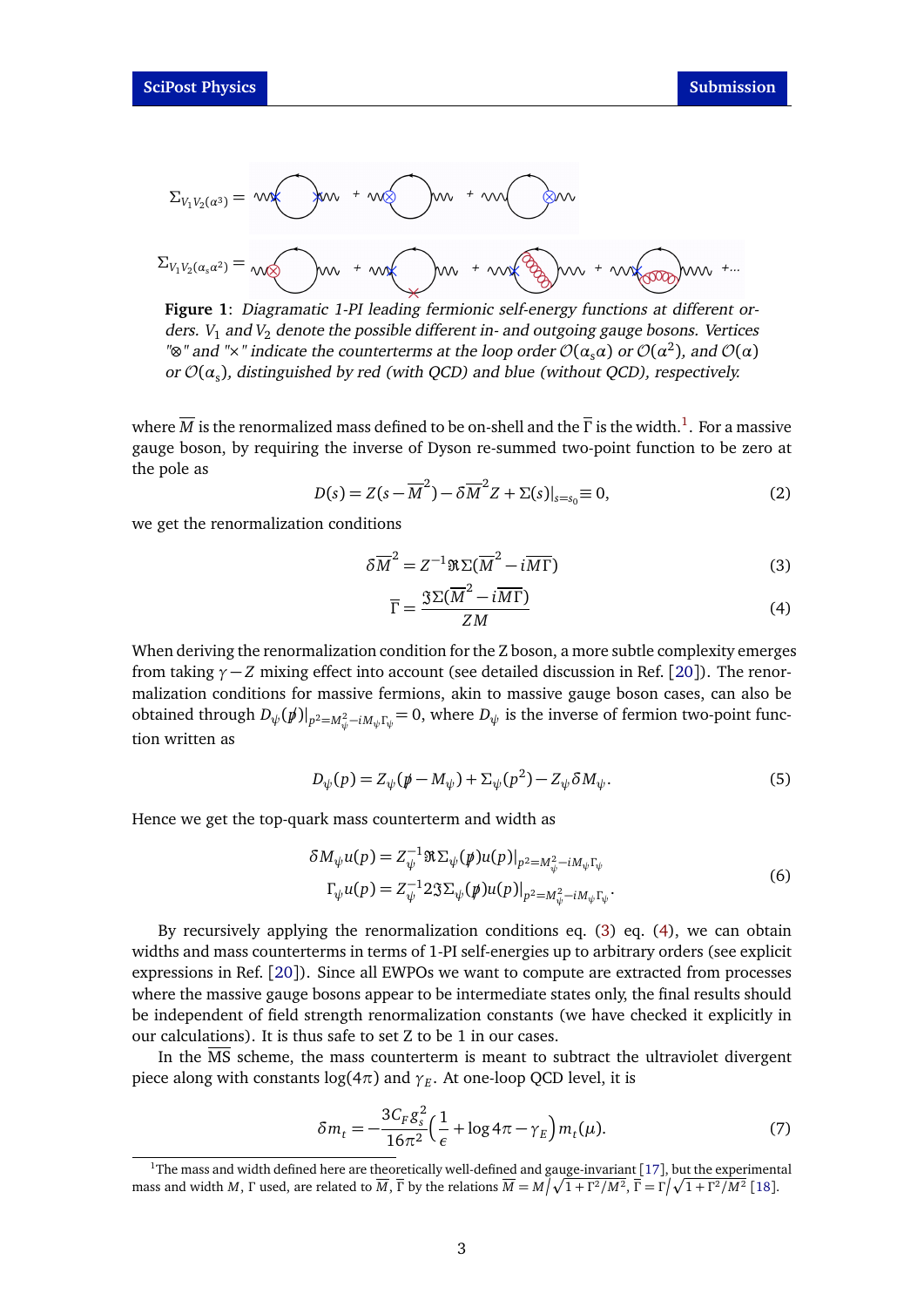$$\Sigma_{V_1V_2(\alpha^3)} = \ldots$$

$$\Sigma_{V_1V_2(\alpha_s\alpha^2)} = \ldots$$

**Figure 1**: *Diagramatic 1-PI leading fermionic self-energy functions at different orders. $V_1$ and $V_2$ denote the possible different in- and outgoing gauge bosons. Vertices "⊗" and "×" indicate the counterterms at the loop order $\mathcal{O}(\alpha_s\alpha)$ or $\mathcal{O}(\alpha^2)$, and $\mathcal{O}(\alpha)$ or $\mathcal{O}(\alpha_s)$, distinguished by red (with QCD) and blue (without QCD), respectively.*

where $\overline{M}$ is the renormalized mass defined to be on-shell and the $\overline{\Gamma}$ is the width.[1]. For a massive gauge boson, by requiring the inverse of Dyson re-summed two-point function to be zero at the pole as

$$D(s) = Z(s - \overline{M}^2) - \delta\overline{M}^2 Z + \Sigma(s)|_{s=s_0} \equiv 0, \tag{2}$$

we get the renormalization conditions

$$\delta\overline{M}^2 = Z^{-1}\Re\Sigma(\overline{M}^2 - i\overline{M\Gamma}) \tag{3}$$

$$\overline{\Gamma} = \frac{\Im\Sigma(\overline{M}^2 - i\overline{M\Gamma})}{ZM} \tag{4}$$

When deriving the renormalization condition for the Z boson, a more subtle complexity emerges from taking $\gamma - Z$ mixing effect into account (see detailed discussion in Ref. [20]). The renormalization conditions for massive fermions, akin to massive gauge boson cases, can also be obtained through $D_\psi(\not{p})|_{p^2=M_\psi^2 - iM_\psi\Gamma_\psi} = 0$, where $D_\psi$ is the inverse of fermion two-point function written as

$$D_\psi(p) = Z_\psi(\not{p} - M_\psi) + \Sigma_\psi(p^2) - Z_\psi\delta M_\psi. \tag{5}$$

Hence we get the top-quark mass counterterm and width as

$$\begin{aligned}
\delta M_\psi u(p) &= Z_\psi^{-1}\Re\Sigma_\psi(\not{p})u(p)|_{p^2=M_\psi^2 - iM_\psi\Gamma_\psi} \\
\Gamma_\psi u(p) &= Z_\psi^{-1} 2\Im\Sigma_\psi(\not{p})u(p)|_{p^2=M_\psi^2 - iM_\psi\Gamma_\psi}.
\end{aligned} \tag{6}$$

By recursively applying the renormalization conditions eq. (3) eq. (4), we can obtain widths and mass counterterms in terms of 1-PI self-energies up to arbitrary orders (see explicit expressions in Ref. [20]). Since all EWPOs we want to compute are extracted from processes where the massive gauge bosons appear to be intermediate states only, the final results should be independent of field strength renormalization constants (we have checked it explicitly in our calculations). It is thus safe to set Z to be 1 in our cases.

In the $\overline{\text{MS}}$ scheme, the mass counterterm is meant to subtract the ultraviolet divergent piece along with constants $\log(4\pi)$ and $\gamma_E$. At one-loop QCD level, it is

$$\delta m_t = -\frac{3C_F g_s^2}{16\pi^2}\Big(\frac{1}{\epsilon} + \log 4\pi - \gamma_E\Big) m_t(\mu). \tag{7}$$

---

[1] The mass and width defined here are theoretically well-defined and gauge-invariant [17], but the experimental mass and width $M$, $\Gamma$ used, are related to $\overline{M}$, $\overline{\Gamma}$ by the relations $\overline{M} = M\big/\sqrt{1+\Gamma^2/M^2}$, $\overline{\Gamma} = \Gamma\big/\sqrt{1+\Gamma^2/M^2}$ [18].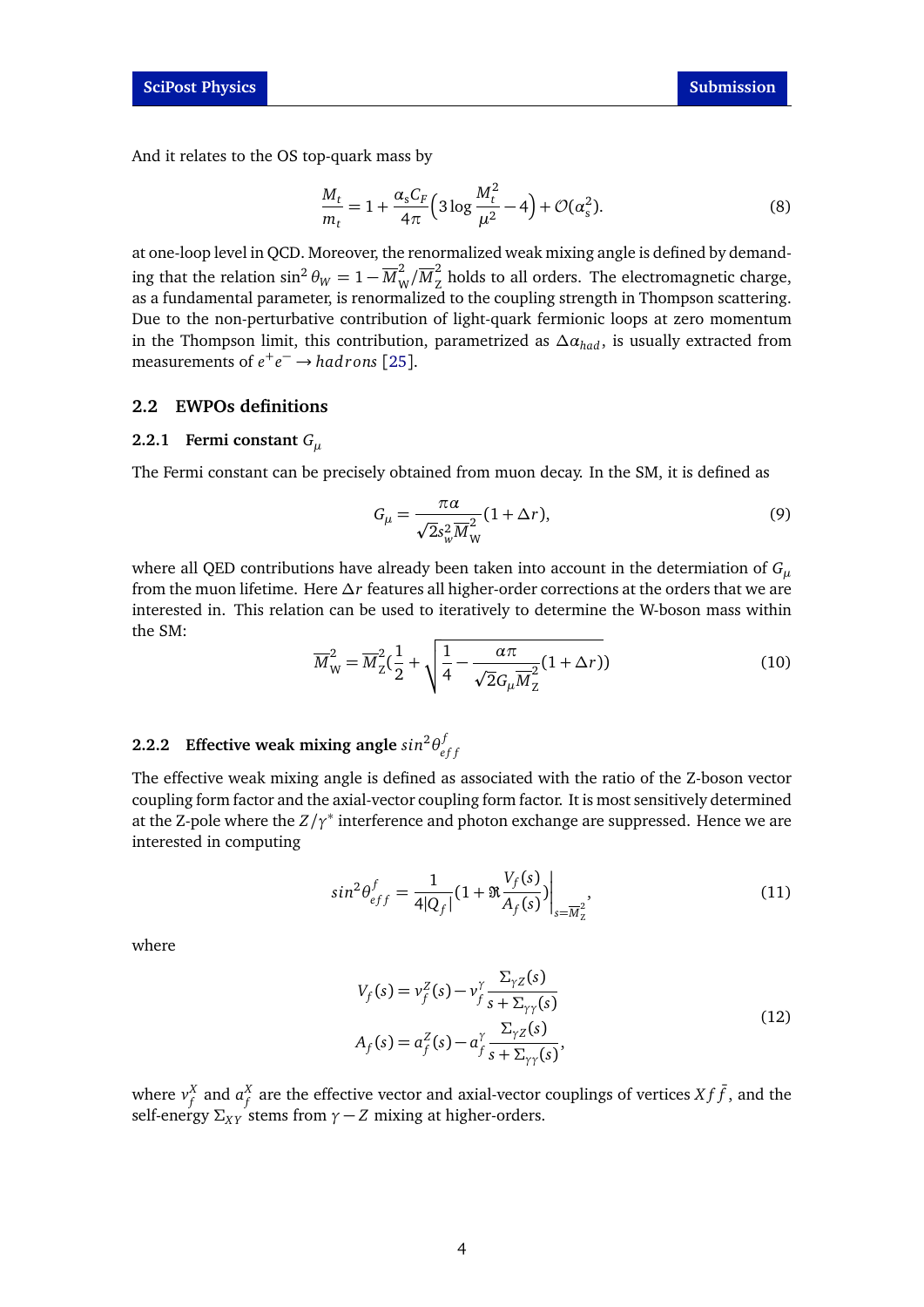And it relates to the OS top-quark mass by

$$\frac{M_t}{m_t} = 1 + \frac{\alpha_s C_F}{4\pi}\Big(3\log\frac{M_t^2}{\mu^2} - 4\Big) + \mathcal{O}(\alpha_s^2). \tag{8}$$

at one-loop level in QCD. Moreover, the renormalized weak mixing angle is defined by demanding that the relation $\sin^2\theta_W = 1 - \overline{M}_\mathrm{W}^2/\overline{M}_\mathrm{Z}^2$ holds to all orders. The electromagnetic charge, as a fundamental parameter, is renormalized to the coupling strength in Thompson scattering. Due to the non-perturbative contribution of light-quark fermionic loops at zero momentum in the Thompson limit, this contribution, parametrized as $\Delta\alpha_{had}$, is usually extracted from measurements of $e^+e^- \rightarrow hadrons$ [25].

## 2.2 EWPOs definitions

### 2.2.1 Fermi constant $G_\mu$

The Fermi constant can be precisely obtained from muon decay. In the SM, it is defined as

$$G_\mu = \frac{\pi\alpha}{\sqrt{2}s_w^2\overline{M}_\mathrm{W}^2}(1+\Delta r), \tag{9}$$

where all QED contributions have already been taken into account in the determiation of $G_\mu$ from the muon lifetime. Here $\Delta r$ features all higher-order corrections at the orders that we are interested in. This relation can be used to iteratively to determine the W-boson mass within the SM:

$$\overline{M}_\mathrm{W}^2 = \overline{M}_\mathrm{Z}^2\Big(\frac{1}{2} + \sqrt{\frac{1}{4} - \frac{\alpha\pi}{\sqrt{2}G_\mu\overline{M}_\mathrm{Z}^2}(1+\Delta r)}\Big) \tag{10}$$

### 2.2.2 Effective weak mixing angle $sin^2\theta_{eff}^f$

The effective weak mixing angle is defined as associated with the ratio of the Z-boson vector coupling form factor and the axial-vector coupling form factor. It is most sensitively determined at the Z-pole where the $Z/\gamma^*$ interference and photon exchange are suppressed. Hence we are interested in computing

$$sin^2\theta_{eff}^f = \frac{1}{4|Q_f|}\Big(1 + \Re\frac{V_f(s)}{A_f(s)}\Big)\Big|_{s=\overline{M}_\mathrm{Z}^2}, \tag{11}$$

where

$$\begin{aligned} V_f(s) &= v_f^Z(s) - v_f^\gamma\frac{\Sigma_{\gamma Z}(s)}{s+\Sigma_{\gamma\gamma}(s)} \\ A_f(s) &= a_f^Z(s) - a_f^\gamma\frac{\Sigma_{\gamma Z}(s)}{s+\Sigma_{\gamma\gamma}(s)}, \end{aligned} \tag{12}$$

where $v_f^X$ and $a_f^X$ are the effective vector and axial-vector couplings of vertices $Xf\bar{f}$, and the self-energy $\Sigma_{XY}$ stems from $\gamma - Z$ mixing at higher-orders.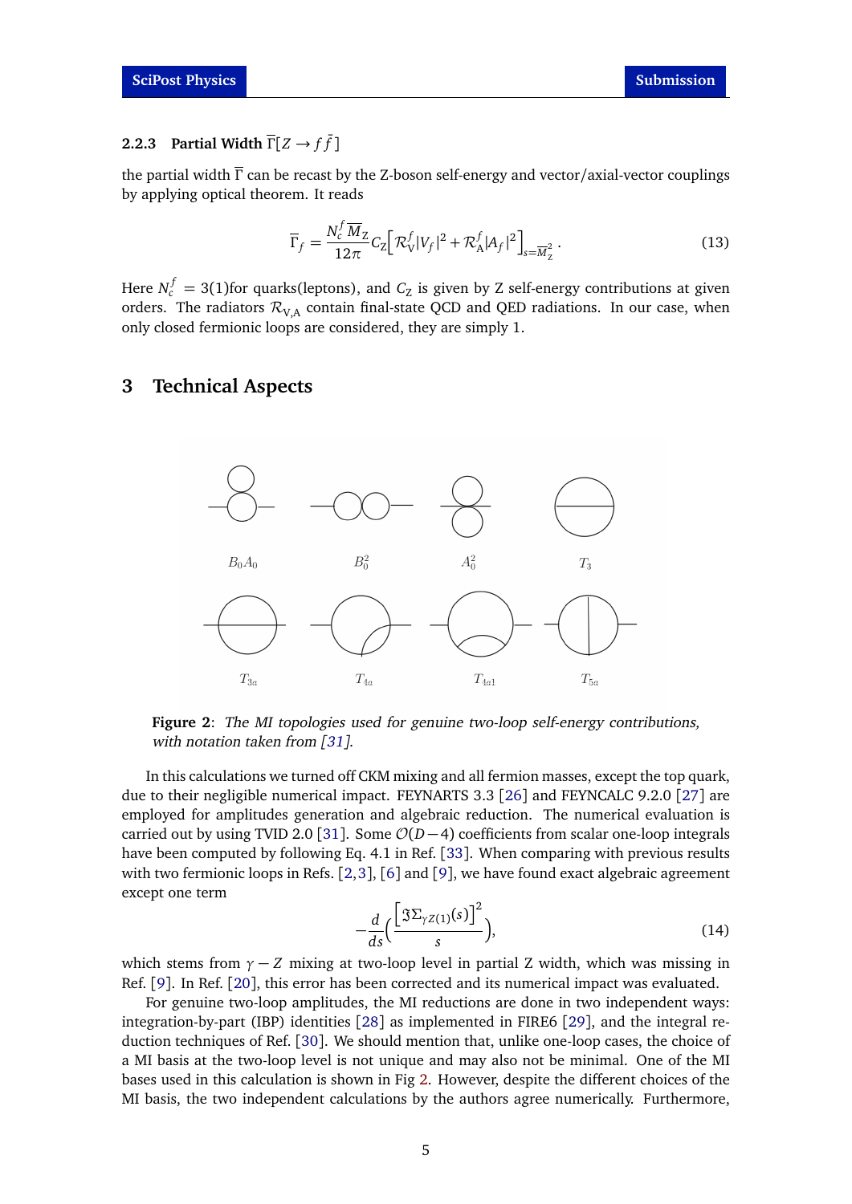### 2.2.3 Partial Width $\overline{\Gamma}[Z \to f\bar{f}]$

the partial width $\overline{\Gamma}$ can be recast by the Z-boson self-energy and vector/axial-vector couplings by applying optical theorem. It reads

$$\overline{\Gamma}_f = \frac{N_c^f \overline{M}_Z}{12\pi} C_Z \Big[ \mathcal{R}_V^f |V_f|^2 + \mathcal{R}_A^f |A_f|^2 \Big]_{s=\overline{M}_Z^2}. \tag{13}$$

Here $N_c^f = 3(1)$for quarks(leptons), and $C_Z$ is given by Z self-energy contributions at given orders. The radiators $\mathcal{R}_{V,A}$ contain final-state QCD and QED radiations. In our case, when only closed fermionic loops are considered, they are simply 1.

# 3 Technical Aspects

$B_0A_0$ $B_0^2$ $A_0^2$ $T_3$

$T_{3a}$ $T_{4a}$ $T_{4a1}$ $T_{5a}$

**Figure 2**: *The MI topologies used for genuine two-loop self-energy contributions, with notation taken from [31].*

In this calculations we turned off CKM mixing and all fermion masses, except the top quark, due to their negligible numerical impact. FEYNARTS 3.3 [26] and FEYNCALC 9.2.0 [27] are employed for amplitudes generation and algebraic reduction. The numerical evaluation is carried out by using TVID 2.0 [31]. Some $\mathcal{O}(D-4)$ coefficients from scalar one-loop integrals have been computed by following Eq. 4.1 in Ref. [33]. When comparing with previous results with two fermionic loops in Refs. [2,3], [6] and [9], we have found exact algebraic agreement except one term

$$-\frac{d}{ds}\Big( \frac{\big[\Im \Sigma_{\gamma Z(1)}(s)\big]^2}{s} \Big), \tag{14}$$

which stems from $\gamma - Z$ mixing at two-loop level in partial Z width, which was missing in Ref. [9]. In Ref. [20], this error has been corrected and its numerical impact was evaluated.

For genuine two-loop amplitudes, the MI reductions are done in two independent ways: integration-by-part (IBP) identities [28] as implemented in FIRE6 [29], and the integral reduction techniques of Ref. [30]. We should mention that, unlike one-loop cases, the choice of a MI basis at the two-loop level is not unique and may also not be minimal. One of the MI bases used in this calculation is shown in Fig 2. However, despite the different choices of the MI basis, the two independent calculations by the authors agree numerically. Furthermore,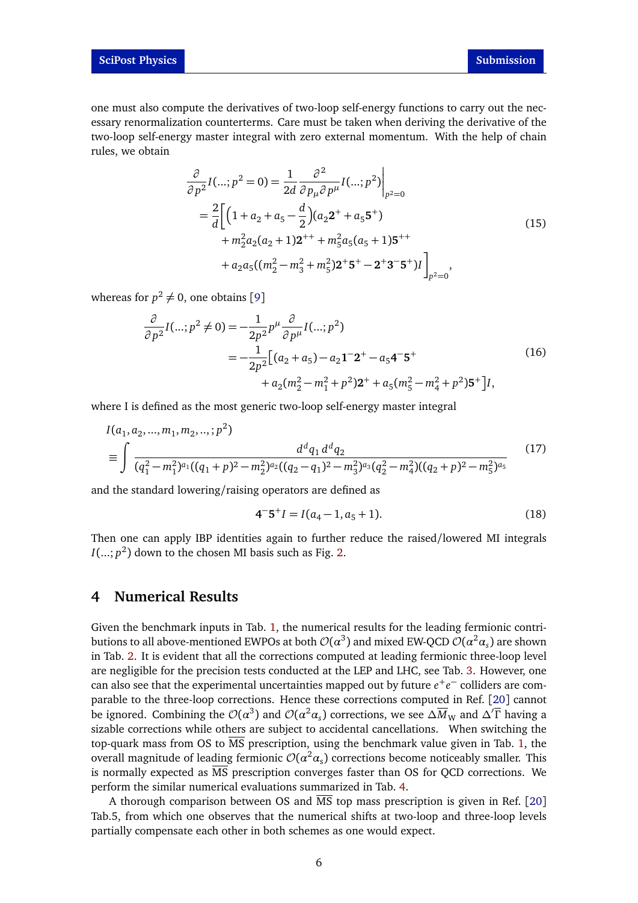one must also compute the derivatives of two-loop self-energy functions to carry out the necessary renormalization counterterms. Care must be taken when deriving the derivative of the two-loop self-energy master integral with zero external momentum. With the help of chain rules, we obtain

$$
\begin{aligned}
\frac{\partial}{\partial p^2} I(...;p^2=0) &= \frac{1}{2d}\frac{\partial^2}{\partial p_\mu \partial p^\mu} I(...;p^2)\Big|_{p^2=0} \\
&= \frac{2}{d}\Big[\Big(1+a_2+a_5-\frac{d}{2}\Big)(a_2\mathbf{2}^+ + a_5\mathbf{5}^+) \\
&\quad + m_2^2 a_2(a_2+1)\mathbf{2}^{++} + m_5^2 a_5(a_5+1)\mathbf{5}^{++} \\
&\quad + a_2 a_5((m_2^2-m_3^2+m_5^2)\mathbf{2}^+\mathbf{5}^+ - \mathbf{2}^+\mathbf{3}^-\mathbf{5}^+)I\Big]_{p^2=0},
\end{aligned} \tag{15}
$$

whereas for $p^2 \neq 0$, one obtains [9]

$$
\begin{aligned}
\frac{\partial}{\partial p^2} I(...;p^2\neq 0) &= -\frac{1}{2p^2} p^\mu \frac{\partial}{\partial p^\mu} I(...;p^2) \\
&= -\frac{1}{2p^2}\Big[(a_2+a_5) - a_2\mathbf{1}^-\mathbf{2}^+ - a_5\mathbf{4}^-\mathbf{5}^+ \\
&\quad + a_2(m_2^2-m_1^2+p^2)\mathbf{2}^+ + a_5(m_5^2-m_4^2+p^2)\mathbf{5}^+\Big]I,
\end{aligned} \tag{16}
$$

where I is defined as the most generic two-loop self-energy master integral

$$
\begin{aligned}
& I(a_1,a_2,...,m_1,m_2,..,;p^2) \\
\equiv & \int \frac{d^d q_1\, d^d q_2}{(q_1^2-m_1^2)^{a_1}((q_1+p)^2-m_2^2)^{a_2}((q_2-q_1)^2-m_3^2)^{a_3}(q_2^2-m_4^2)((q_2+p)^2-m_5^2)^{a_5}}
\end{aligned} \tag{17}
$$

and the standard lowering/raising operators are defined as

$$
\mathbf{4}^-\mathbf{5}^+ I = I(a_4-1, a_5+1). \tag{18}
$$

Then one can apply IBP identities again to further reduce the raised/lowered MI integrals $I(...;p^2)$ down to the chosen MI basis such as Fig. 2.

# 4 Numerical Results

Given the benchmark inputs in Tab. 1, the numerical results for the leading fermionic contributions to all above-mentioned EWPOs at both $\mathcal{O}(\alpha^3)$ and mixed EW-QCD $\mathcal{O}(\alpha^2\alpha_s)$ are shown in Tab. 2. It is evident that all the corrections computed at leading fermionic three-loop level are negligible for the precision tests conducted at the LEP and LHC, see Tab. 3. However, one can also see that the experimental uncertainties mapped out by future $e^+e^-$ colliders are comparable to the three-loop corrections. Hence these corrections computed in Ref. [20] cannot be ignored. Combining the $\mathcal{O}(\alpha^3)$ and $\mathcal{O}(\alpha^2\alpha_s)$ corrections, we see $\Delta\overline{M}_\mathrm{W}$ and $\Delta'\overline{\Gamma}$ having a sizable corrections while others are subject to accidental cancellations. When switching the top-quark mass from OS to $\overline{\mathrm{MS}}$ prescription, using the benchmark value given in Tab. 1, the overall magnitude of leading fermionic $\mathcal{O}(\alpha^2\alpha_s)$ corrections become noticeably smaller. This is normally expected as $\overline{\mathrm{MS}}$ prescription converges faster than OS for QCD corrections. We perform the similar numerical evaluations summarized in Tab. 4.

A thorough comparison between OS and $\overline{\mathrm{MS}}$ top mass prescription is given in Ref. [20] Tab.5, from which one observes that the numerical shifts at two-loop and three-loop levels partially compensate each other in both schemes as one would expect.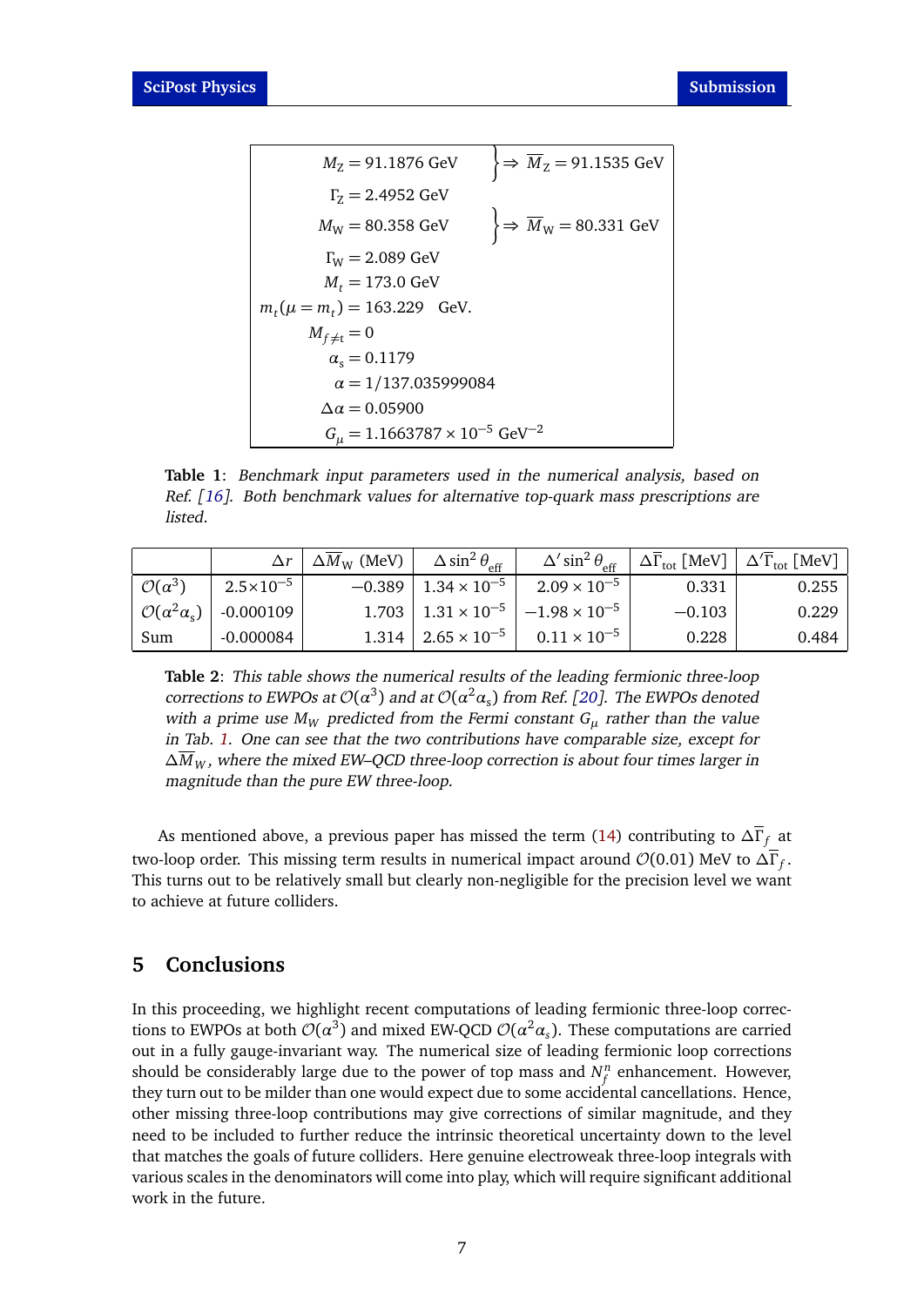$$
\begin{aligned}
M_Z &= 91.1876 \text{ GeV} \\
\Gamma_Z &= 2.4952 \text{ GeV}
\end{aligned}
\Bigg\} \Rightarrow \overline{M}_Z = 91.1535 \text{ GeV}
$$

$$
\begin{aligned}
M_W &= 80.358 \text{ GeV} \\
\Gamma_W &= 2.089 \text{ GeV}
\end{aligned}
\Bigg\} \Rightarrow \overline{M}_W = 80.331 \text{ GeV}
$$

$$
\begin{aligned}
M_t &= 173.0 \text{ GeV} \\
m_t(\mu = m_t) &= 163.229 \quad \text{GeV.} \\
M_{f \neq t} &= 0 \\
\alpha_s &= 0.1179 \\
\alpha &= 1/137.035999084 \\
\Delta\alpha &= 0.05900 \\
G_\mu &= 1.1663787 \times 10^{-5} \text{ GeV}^{-2}
\end{aligned}
$$

**Table 1**: *Benchmark input parameters used in the numerical analysis, based on Ref. [16]. Both benchmark values for alternative top-quark mass prescriptions are listed.*

| | $\Delta r$ | $\Delta\overline{M}_W$ (MeV) | $\Delta \sin^2\theta_{\text{eff}}$ | $\Delta' \sin^2\theta_{\text{eff}}$ | $\Delta\overline{\Gamma}_{\text{tot}}$ [MeV] | $\Delta'\overline{\Gamma}_{\text{tot}}$ [MeV] |
|---|---|---|---|---|---|---|
| $\mathcal{O}(\alpha^3)$ | $2.5\times10^{-5}$ | $-0.389$ | $1.34 \times 10^{-5}$ | $2.09 \times 10^{-5}$ | 0.331 | 0.255 |
| $\mathcal{O}(\alpha^2\alpha_s)$ | -0.000109 | 1.703 | $1.31 \times 10^{-5}$ | $-1.98 \times 10^{-5}$ | $-0.103$ | 0.229 |
| Sum | -0.000084 | 1.314 | $2.65 \times 10^{-5}$ | $0.11 \times 10^{-5}$ | 0.228 | 0.484 |

**Table 2**: *This table shows the numerical results of the leading fermionic three-loop corrections to EWPOs at $\mathcal{O}(\alpha^3)$ and at $\mathcal{O}(\alpha^2\alpha_s)$ from Ref. [20]. The EWPOs denoted with a prime use $M_W$ predicted from the Fermi constant $G_\mu$ rather than the value in Tab. 1. One can see that the two contributions have comparable size, except for $\Delta\overline{M}_W$, where the mixed EW–QCD three-loop correction is about four times larger in magnitude than the pure EW three-loop.*

As mentioned above, a previous paper has missed the term (14) contributing to $\Delta\overline{\Gamma}_f$ at two-loop order. This missing term results in numerical impact around $\mathcal{O}(0.01)$ MeV to $\Delta\overline{\Gamma}_f$. This turns out to be relatively small but clearly non-negligible for the precision level we want to achieve at future colliders.

## 5 Conclusions

In this proceeding, we highlight recent computations of leading fermionic three-loop corrections to EWPOs at both $\mathcal{O}(\alpha^3)$ and mixed EW-QCD $\mathcal{O}(\alpha^2\alpha_s)$. These computations are carried out in a fully gauge-invariant way. The numerical size of leading fermionic loop corrections should be considerably large due to the power of top mass and $N_f^n$ enhancement. However, they turn out to be milder than one would expect due to some accidental cancellations. Hence, other missing three-loop contributions may give corrections of similar magnitude, and they need to be included to further reduce the intrinsic theoretical uncertainty down to the level that matches the goals of future colliders. Here genuine electroweak three-loop integrals with various scales in the denominators will come into play, which will require significant additional work in the future.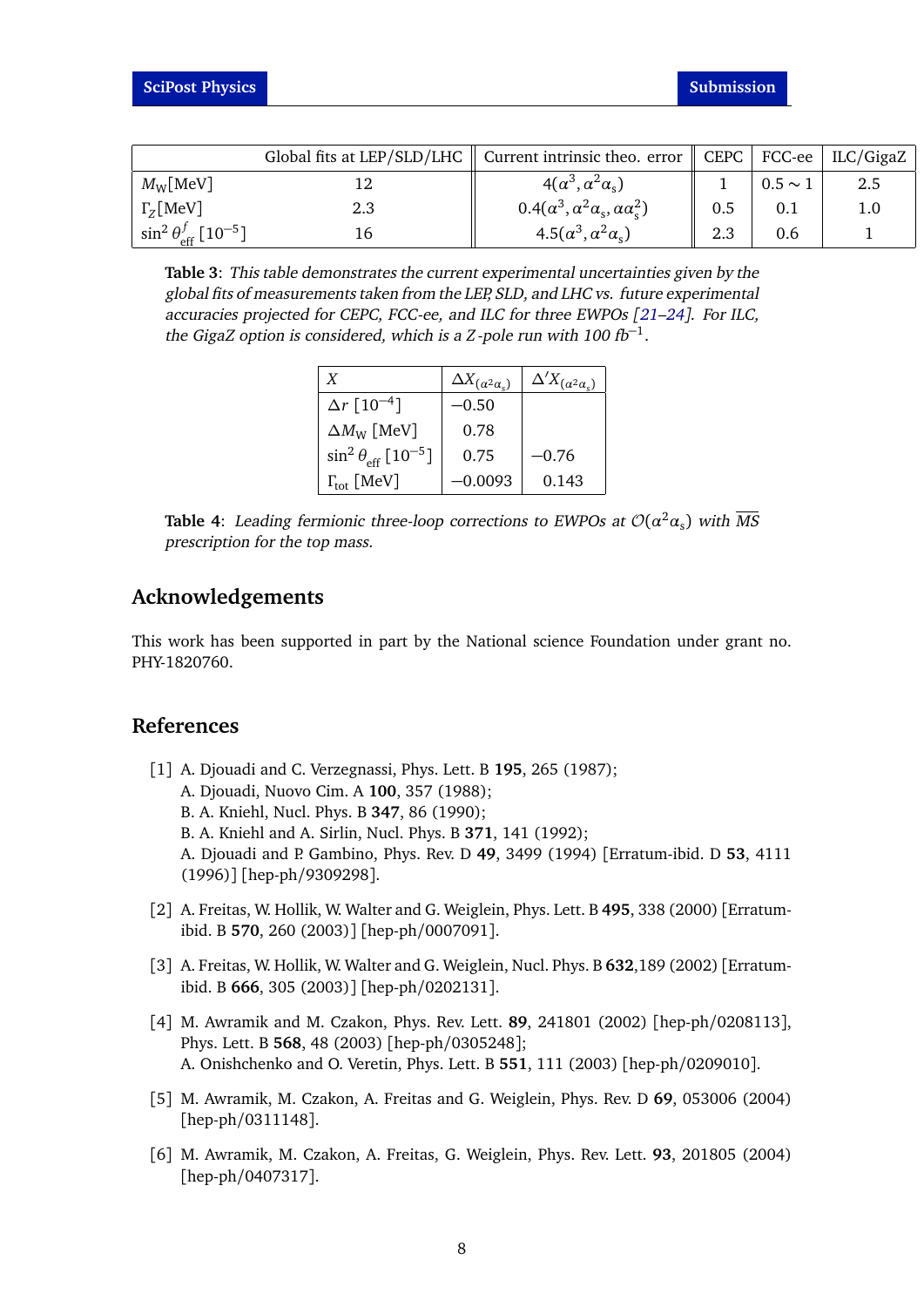|  | Global fits at LEP/SLD/LHC | Current intrinsic theo. error | CEPC | FCC-ee | ILC/GigaZ |
|---|---|---|---|---|---|
| $M_W$[MeV] | 12 | $4(\alpha^3, \alpha^2\alpha_s)$ | 1 | $0.5 \sim 1$ | 2.5 |
| $\Gamma_Z$[MeV] | 2.3 | $0.4(\alpha^3, \alpha^2\alpha_s, \alpha\alpha_s^2)$ | 0.5 | 0.1 | 1.0 |
| $\sin^2\theta_{\text{eff}}^f$ [$10^{-5}$] | 16 | $4.5(\alpha^3, \alpha^2\alpha_s)$ | 2.3 | 0.6 | 1 |

**Table 3**: *This table demonstrates the current experimental uncertainties given by the global fits of measurements taken from the LEP, SLD, and LHC vs. future experimental accuracies projected for CEPC, FCC-ee, and ILC for three EWPOs [21–24]. For ILC, the GigaZ option is considered, which is a Z-pole run with 100 fb$^{-1}$.*

| $X$ | $\Delta X_{(\alpha^2\alpha_s)}$ | $\Delta' X_{(\alpha^2\alpha_s)}$ |
|---|---|---|
| $\Delta r$ [$10^{-4}$] | $-0.50$ |  |
| $\Delta M_W$ [MeV] | 0.78 |  |
| $\sin^2\theta_{\text{eff}}$ [$10^{-5}$] | 0.75 | $-0.76$ |
| $\Gamma_{\text{tot}}$ [MeV] | $-0.0093$ | 0.143 |

**Table 4**: *Leading fermionic three-loop corrections to EWPOs at $\mathcal{O}(\alpha^2\alpha_s)$ with $\overline{MS}$ prescription for the top mass.*

## Acknowledgements

This work has been supported in part by the National science Foundation under grant no. PHY-1820760.

## References

[1] A. Djouadi and C. Verzegnassi, Phys. Lett. B **195**, 265 (1987);
A. Djouadi, Nuovo Cim. A **100**, 357 (1988);
B. A. Kniehl, Nucl. Phys. B **347**, 86 (1990);
B. A. Kniehl and A. Sirlin, Nucl. Phys. B **371**, 141 (1992);
A. Djouadi and P. Gambino, Phys. Rev. D **49**, 3499 (1994) [Erratum-ibid. D **53**, 4111 (1996)] [hep-ph/9309298].

[2] A. Freitas, W. Hollik, W. Walter and G. Weiglein, Phys. Lett. B **495**, 338 (2000) [Erratum-ibid. B **570**, 260 (2003)] [hep-ph/0007091].

[3] A. Freitas, W. Hollik, W. Walter and G. Weiglein, Nucl. Phys. B **632**,189 (2002) [Erratum-ibid. B **666**, 305 (2003)] [hep-ph/0202131].

[4] M. Awramik and M. Czakon, Phys. Rev. Lett. **89**, 241801 (2002) [hep-ph/0208113], Phys. Lett. B **568**, 48 (2003) [hep-ph/0305248];
A. Onishchenko and O. Veretin, Phys. Lett. B **551**, 111 (2003) [hep-ph/0209010].

[5] M. Awramik, M. Czakon, A. Freitas and G. Weiglein, Phys. Rev. D **69**, 053006 (2004) [hep-ph/0311148].

[6] M. Awramik, M. Czakon, A. Freitas, G. Weiglein, Phys. Rev. Lett. **93**, 201805 (2004) [hep-ph/0407317].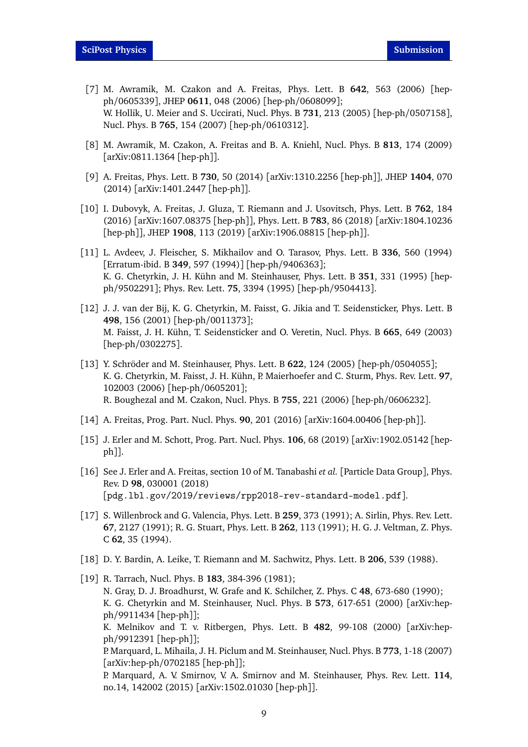[7] M. Awramik, M. Czakon and A. Freitas, Phys. Lett. B **642**, 563 (2006) [hep-ph/0605339], JHEP **0611**, 048 (2006) [hep-ph/0608099];
W. Hollik, U. Meier and S. Uccirati, Nucl. Phys. B **731**, 213 (2005) [hep-ph/0507158], Nucl. Phys. B **765**, 154 (2007) [hep-ph/0610312].

[8] M. Awramik, M. Czakon, A. Freitas and B. A. Kniehl, Nucl. Phys. B **813**, 174 (2009) [arXiv:0811.1364 [hep-ph]].

[9] A. Freitas, Phys. Lett. B **730**, 50 (2014) [arXiv:1310.2256 [hep-ph]], JHEP **1404**, 070 (2014) [arXiv:1401.2447 [hep-ph]].

[10] I. Dubovyk, A. Freitas, J. Gluza, T. Riemann and J. Usovitsch, Phys. Lett. B **762**, 184 (2016) [arXiv:1607.08375 [hep-ph]], Phys. Lett. B **783**, 86 (2018) [arXiv:1804.10236 [hep-ph]], JHEP **1908**, 113 (2019) [arXiv:1906.08815 [hep-ph]].

[11] L. Avdeev, J. Fleischer, S. Mikhailov and O. Tarasov, Phys. Lett. B **336**, 560 (1994) [Erratum-ibid. B **349**, 597 (1994)] [hep-ph/9406363];
K. G. Chetyrkin, J. H. Kühn and M. Steinhauser, Phys. Lett. B **351**, 331 (1995) [hep-ph/9502291]; Phys. Rev. Lett. **75**, 3394 (1995) [hep-ph/9504413].

[12] J. J. van der Bij, K. G. Chetyrkin, M. Faisst, G. Jikia and T. Seidensticker, Phys. Lett. B **498**, 156 (2001) [hep-ph/0011373];
M. Faisst, J. H. Kühn, T. Seidensticker and O. Veretin, Nucl. Phys. B **665**, 649 (2003) [hep-ph/0302275].

[13] Y. Schröder and M. Steinhauser, Phys. Lett. B **622**, 124 (2005) [hep-ph/0504055];
K. G. Chetyrkin, M. Faisst, J. H. Kühn, P. Maierhoefer and C. Sturm, Phys. Rev. Lett. **97**, 102003 (2006) [hep-ph/0605201];
R. Boughezal and M. Czakon, Nucl. Phys. B **755**, 221 (2006) [hep-ph/0606232].

[14] A. Freitas, Prog. Part. Nucl. Phys. **90**, 201 (2016) [arXiv:1604.00406 [hep-ph]].

[15] J. Erler and M. Schott, Prog. Part. Nucl. Phys. **106**, 68 (2019) [arXiv:1902.05142 [hep-ph]].

[16] See J. Erler and A. Freitas, section 10 of M. Tanabashi *et al.* [Particle Data Group], Phys. Rev. D **98**, 030001 (2018)
[`pdg.lbl.gov/2019/reviews/rpp2018-rev-standard-model.pdf`].

[17] S. Willenbrock and G. Valencia, Phys. Lett. B **259**, 373 (1991); A. Sirlin, Phys. Rev. Lett. **67**, 2127 (1991); R. G. Stuart, Phys. Lett. B **262**, 113 (1991); H. G. J. Veltman, Z. Phys. C **62**, 35 (1994).

[18] D. Y. Bardin, A. Leike, T. Riemann and M. Sachwitz, Phys. Lett. B **206**, 539 (1988).

[19] R. Tarrach, Nucl. Phys. B **183**, 384-396 (1981);
N. Gray, D. J. Broadhurst, W. Grafe and K. Schilcher, Z. Phys. C **48**, 673-680 (1990);
K. G. Chetyrkin and M. Steinhauser, Nucl. Phys. B **573**, 617-651 (2000) [arXiv:hep-ph/9911434 [hep-ph]];
K. Melnikov and T. v. Ritbergen, Phys. Lett. B **482**, 99-108 (2000) [arXiv:hep-ph/9912391 [hep-ph]];
P. Marquard, L. Mihaila, J. H. Piclum and M. Steinhauser, Nucl. Phys. B **773**, 1-18 (2007) [arXiv:hep-ph/0702185 [hep-ph]];
P. Marquard, A. V. Smirnov, V. A. Smirnov and M. Steinhauser, Phys. Rev. Lett. **114**, no.14, 142002 (2015) [arXiv:1502.01030 [hep-ph]].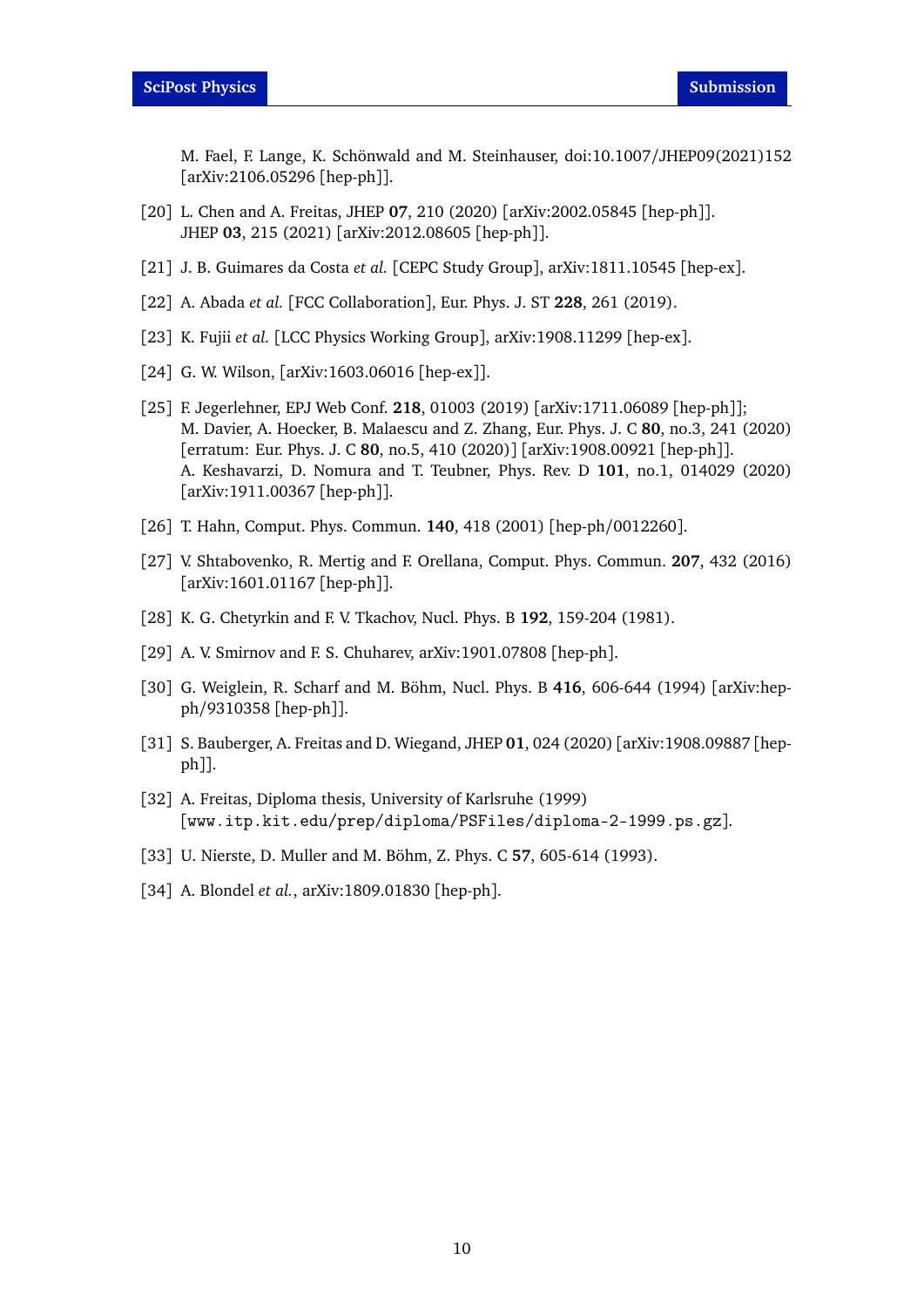M. Fael, F. Lange, K. Schönwald and M. Steinhauser, doi:10.1007/JHEP09(2021)152 [arXiv:2106.05296 [hep-ph]].

[20] L. Chen and A. Freitas, JHEP **07**, 210 (2020) [arXiv:2002.05845 [hep-ph]]. JHEP **03**, 215 (2021) [arXiv:2012.08605 [hep-ph]].

[21] J. B. Guimares da Costa *et al.* [CEPC Study Group], arXiv:1811.10545 [hep-ex].

[22] A. Abada *et al.* [FCC Collaboration], Eur. Phys. J. ST **228**, 261 (2019).

[23] K. Fujii *et al.* [LCC Physics Working Group], arXiv:1908.11299 [hep-ex].

[24] G. W. Wilson, [arXiv:1603.06016 [hep-ex]].

[25] F. Jegerlehner, EPJ Web Conf. **218**, 01003 (2019) [arXiv:1711.06089 [hep-ph]]; M. Davier, A. Hoecker, B. Malaescu and Z. Zhang, Eur. Phys. J. C **80**, no.3, 241 (2020) [erratum: Eur. Phys. J. C **80**, no.5, 410 (2020)] [arXiv:1908.00921 [hep-ph]]. A. Keshavarzi, D. Nomura and T. Teubner, Phys. Rev. D **101**, no.1, 014029 (2020) [arXiv:1911.00367 [hep-ph]].

[26] T. Hahn, Comput. Phys. Commun. **140**, 418 (2001) [hep-ph/0012260].

[27] V. Shtabovenko, R. Mertig and F. Orellana, Comput. Phys. Commun. **207**, 432 (2016) [arXiv:1601.01167 [hep-ph]].

[28] K. G. Chetyrkin and F. V. Tkachov, Nucl. Phys. B **192**, 159-204 (1981).

[29] A. V. Smirnov and F. S. Chuharev, arXiv:1901.07808 [hep-ph].

[30] G. Weiglein, R. Scharf and M. Böhm, Nucl. Phys. B **416**, 606-644 (1994) [arXiv:hep-ph/9310358 [hep-ph]].

[31] S. Bauberger, A. Freitas and D. Wiegand, JHEP **01**, 024 (2020) [arXiv:1908.09887 [hep-ph]].

[32] A. Freitas, Diploma thesis, University of Karlsruhe (1999) [`www.itp.kit.edu/prep/diploma/PSFiles/diploma-2-1999.ps.gz`].

[33] U. Nierste, D. Muller and M. Böhm, Z. Phys. C **57**, 605-614 (1993).

[34] A. Blondel *et al.*, arXiv:1809.01830 [hep-ph].